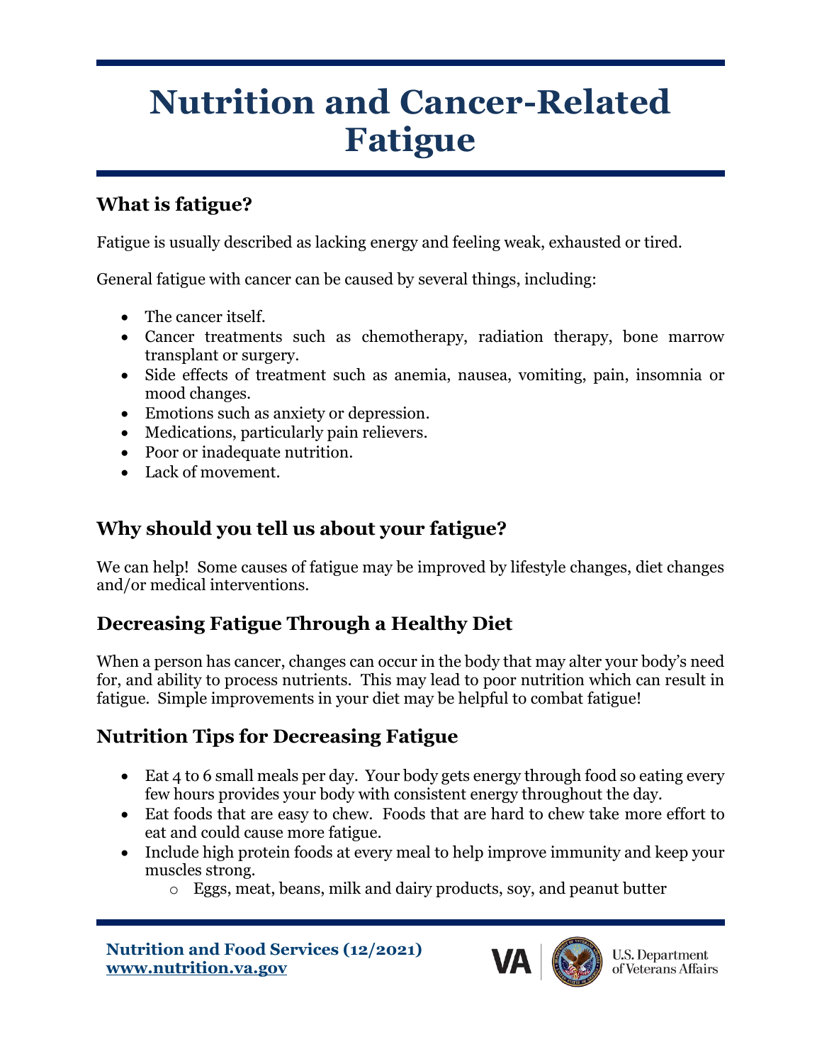# Nutrition and Cancer-Related Fatigue

## What is fatigue?

Fatigue is usually described as lacking energy and feeling weak, exhausted or tired.

General fatigue with cancer can be caused by several things, including:

- The cancer itself.
- Cancer treatments such as chemotherapy, radiation therapy, bone marrow transplant or surgery.
- Side effects of treatment such as anemia, nausea, vomiting, pain, insomnia or mood changes.
- Emotions such as anxiety or depression.
- Medications, particularly pain relievers.
- Poor or inadequate nutrition.
- Lack of movement.

## Why should you tell us about your fatigue?

We can help! Some causes of fatigue may be improved by lifestyle changes, diet changes and/or medical interventions.

## Decreasing Fatigue Through a Healthy Diet

When a person has cancer, changes can occur in the body that may alter your body's need for, and ability to process nutrients. This may lead to poor nutrition which can result in fatigue. Simple improvements in your diet may be helpful to combat fatigue!

## Nutrition Tips for Decreasing Fatigue

- Eat 4 to 6 small meals per day. Your body gets energy through food so eating every few hours provides your body with consistent energy throughout the day.
- Eat foods that are easy to chew. Foods that are hard to chew take more effort to eat and could cause more fatigue.
- Include high protein foods at every meal to help improve immunity and keep your muscles strong.
  - Eggs, meat, beans, milk and dairy products, soy, and peanut butter

**Nutrition and Food Services (12/2021)**
**www.nutrition.va.gov**

VA | U.S. Department of Veterans Affairs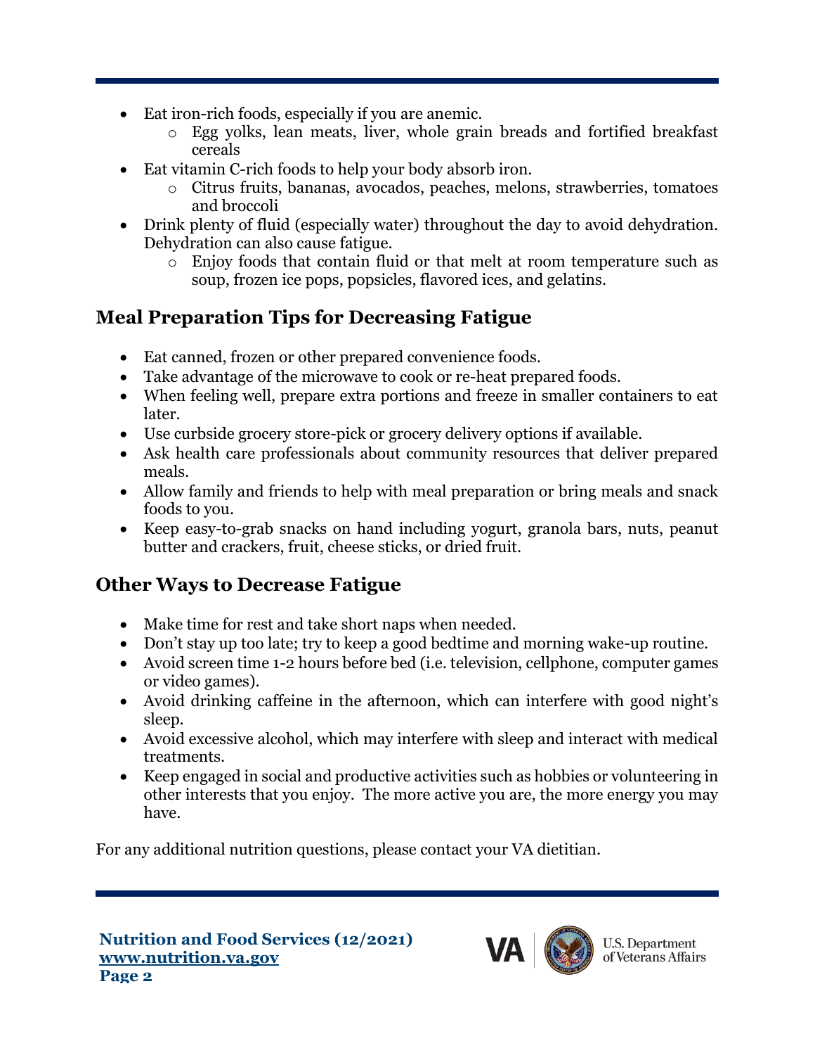- Eat iron-rich foods, especially if you are anemic.
    - Egg yolks, lean meats, liver, whole grain breads and fortified breakfast cereals
- Eat vitamin C-rich foods to help your body absorb iron.
    - Citrus fruits, bananas, avocados, peaches, melons, strawberries, tomatoes and broccoli
- Drink plenty of fluid (especially water) throughout the day to avoid dehydration. Dehydration can also cause fatigue.
    - Enjoy foods that contain fluid or that melt at room temperature such as soup, frozen ice pops, popsicles, flavored ices, and gelatins.

## Meal Preparation Tips for Decreasing Fatigue

- Eat canned, frozen or other prepared convenience foods.
- Take advantage of the microwave to cook or re-heat prepared foods.
- When feeling well, prepare extra portions and freeze in smaller containers to eat later.
- Use curbside grocery store-pick or grocery delivery options if available.
- Ask health care professionals about community resources that deliver prepared meals.
- Allow family and friends to help with meal preparation or bring meals and snack foods to you.
- Keep easy-to-grab snacks on hand including yogurt, granola bars, nuts, peanut butter and crackers, fruit, cheese sticks, or dried fruit.

## Other Ways to Decrease Fatigue

- Make time for rest and take short naps when needed.
- Don't stay up too late; try to keep a good bedtime and morning wake-up routine.
- Avoid screen time 1-2 hours before bed (i.e. television, cellphone, computer games or video games).
- Avoid drinking caffeine in the afternoon, which can interfere with good night's sleep.
- Avoid excessive alcohol, which may interfere with sleep and interact with medical treatments.
- Keep engaged in social and productive activities such as hobbies or volunteering in other interests that you enjoy. The more active you are, the more energy you may have.

For any additional nutrition questions, please contact your VA dietitian.

**Nutrition and Food Services (12/2021)**
**www.nutrition.va.gov**

U.S. Department of Veterans Affairs